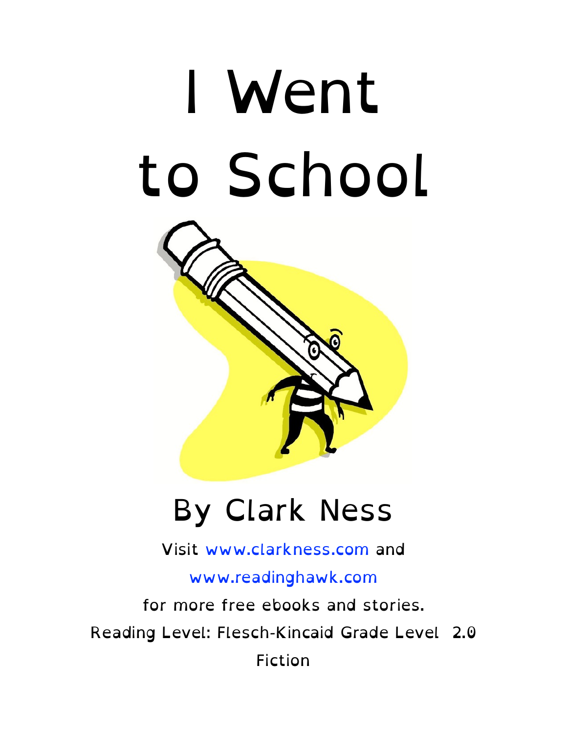# I Went to School

## By Clark Ness

Visit www.clarkness.com and

www.readinghawk.com

for more free ebooks and stories.

Reading Level: Flesch-Kincaid Grade Level 2.0

Fiction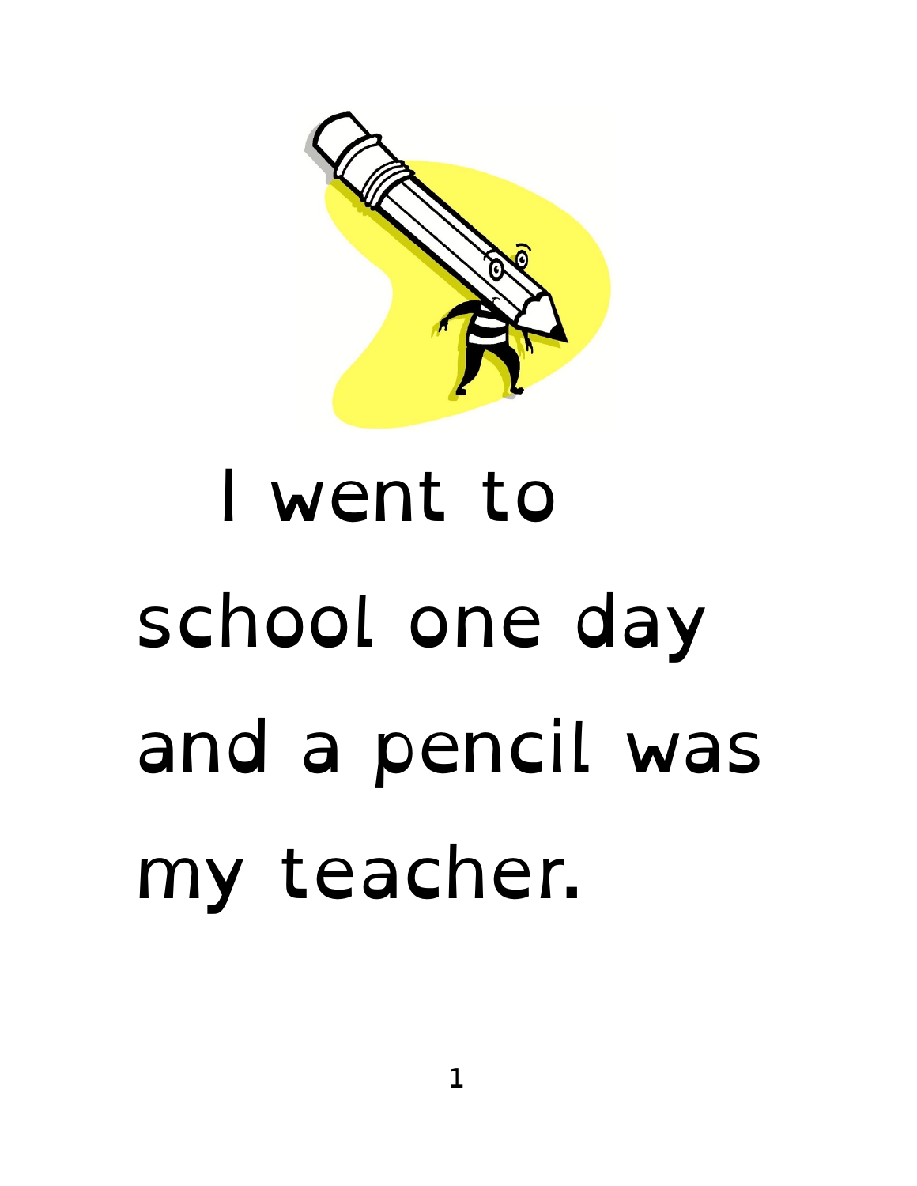I went to school one day and a pencil was my teacher.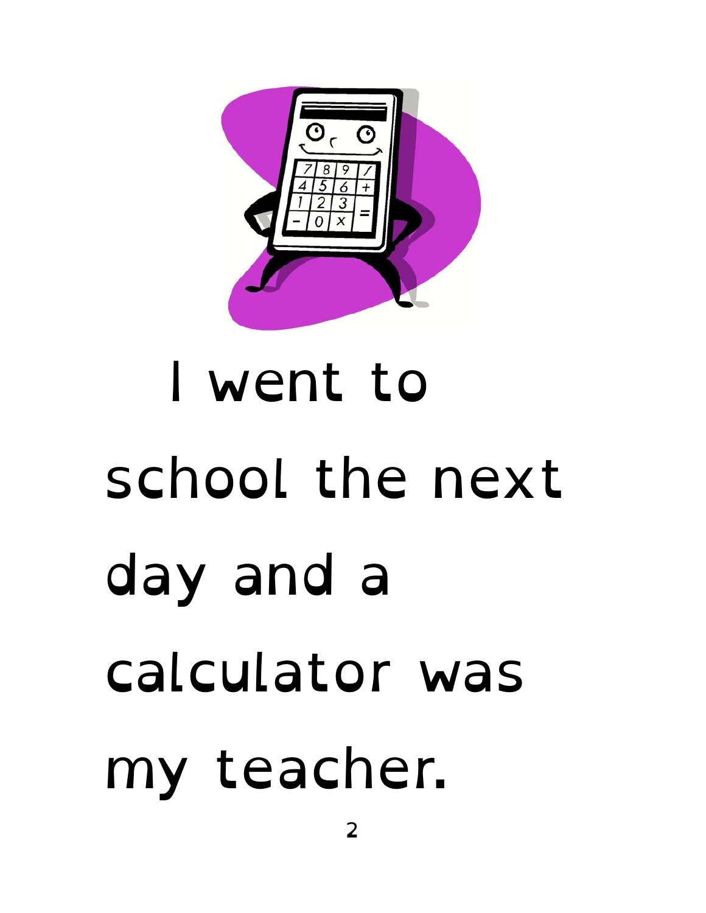I went to school the next day and a calculator was my teacher.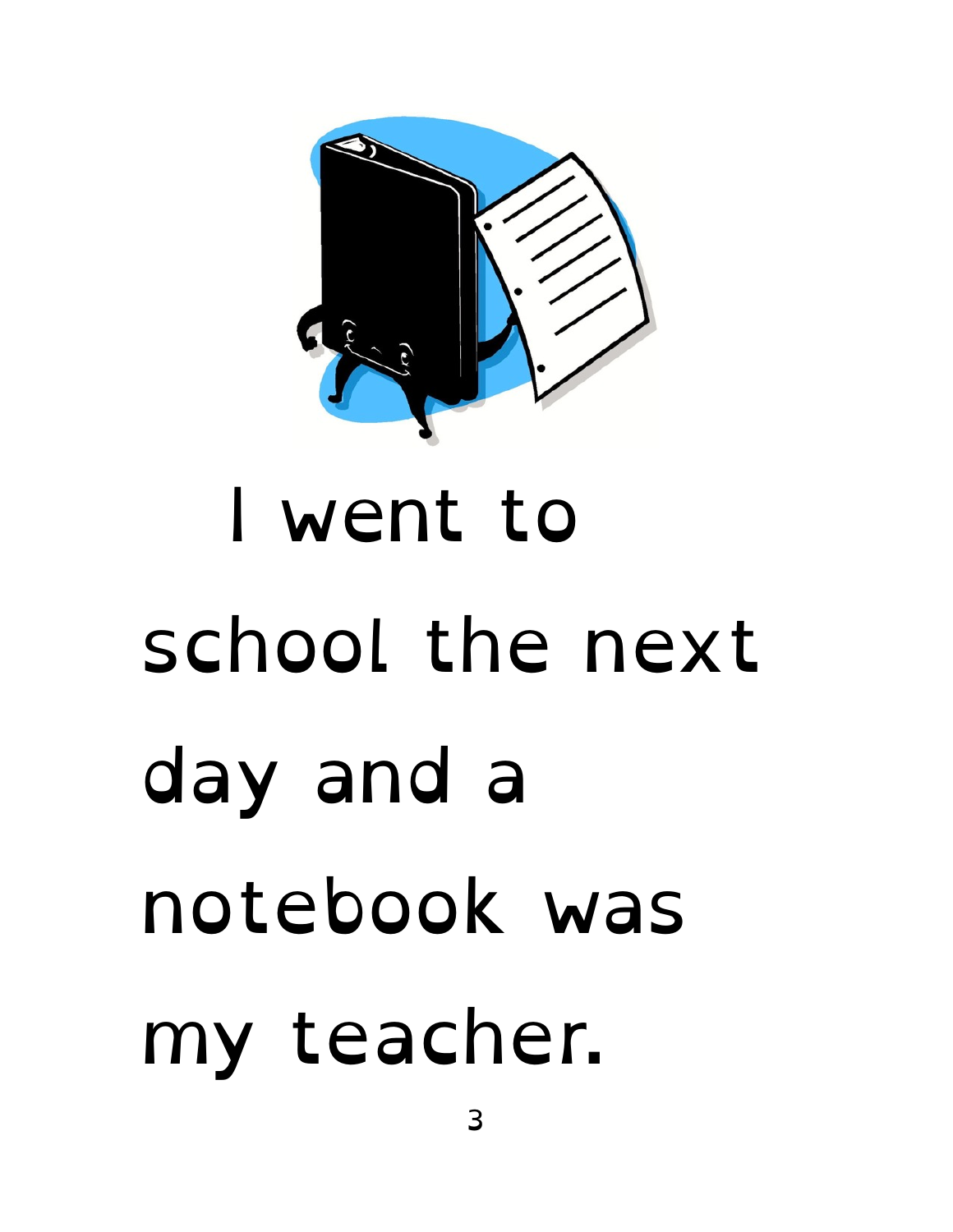I went to school the next day and a notebook was my teacher.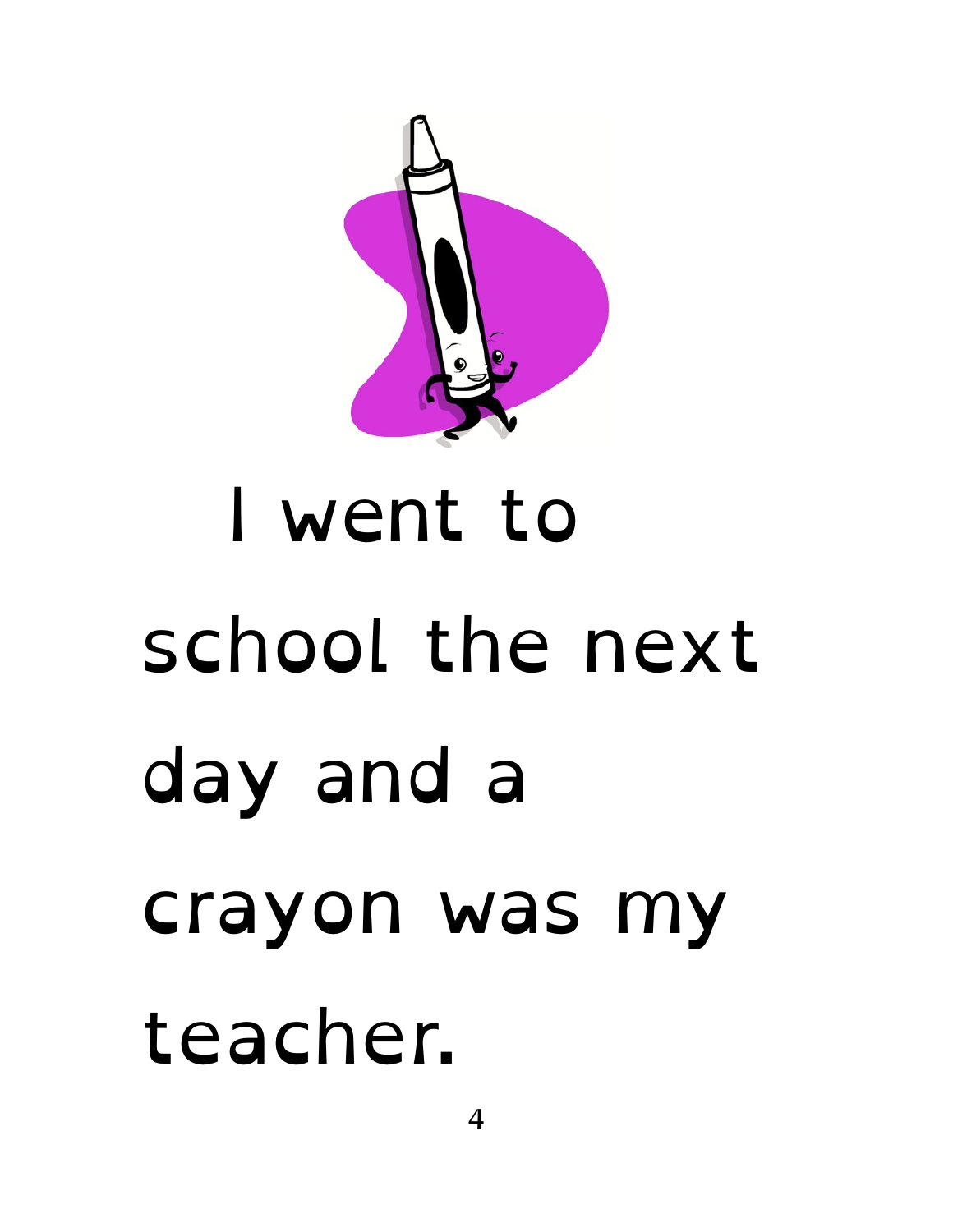I went to school the next day and a crayon was my teacher.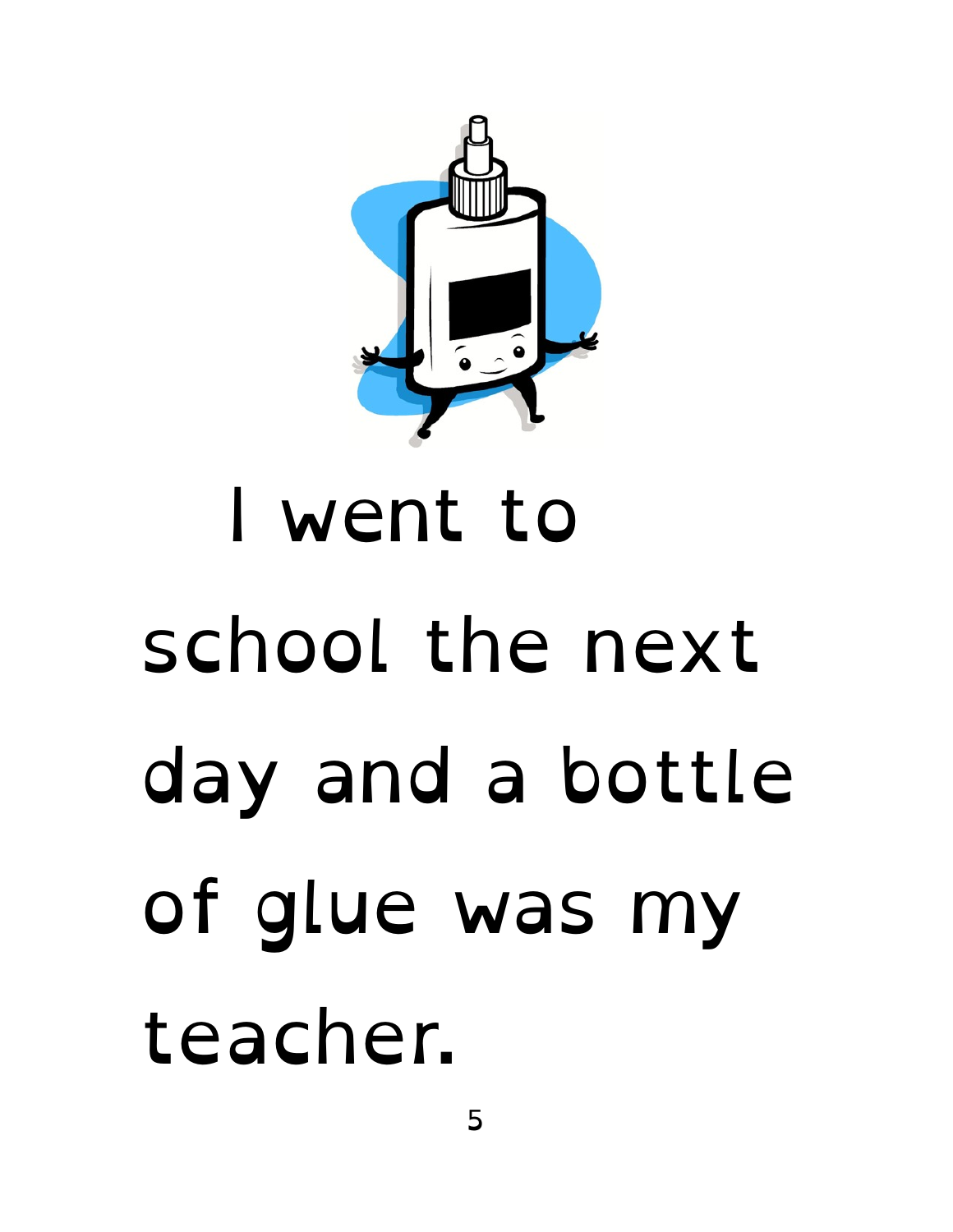I went to school the next day and a bottle of glue was my teacher.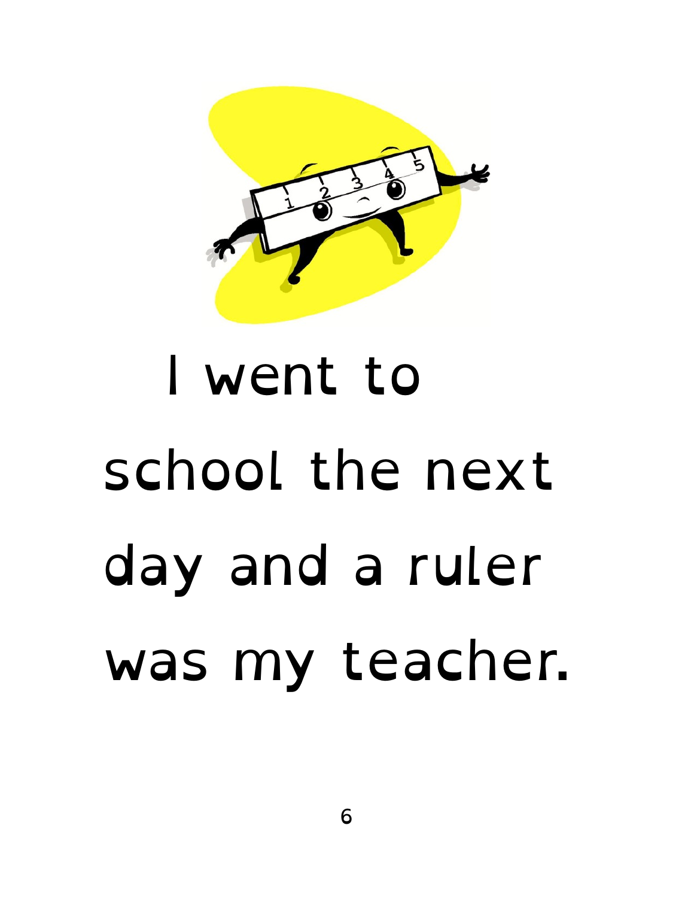I went to school the next day and a ruler was my teacher.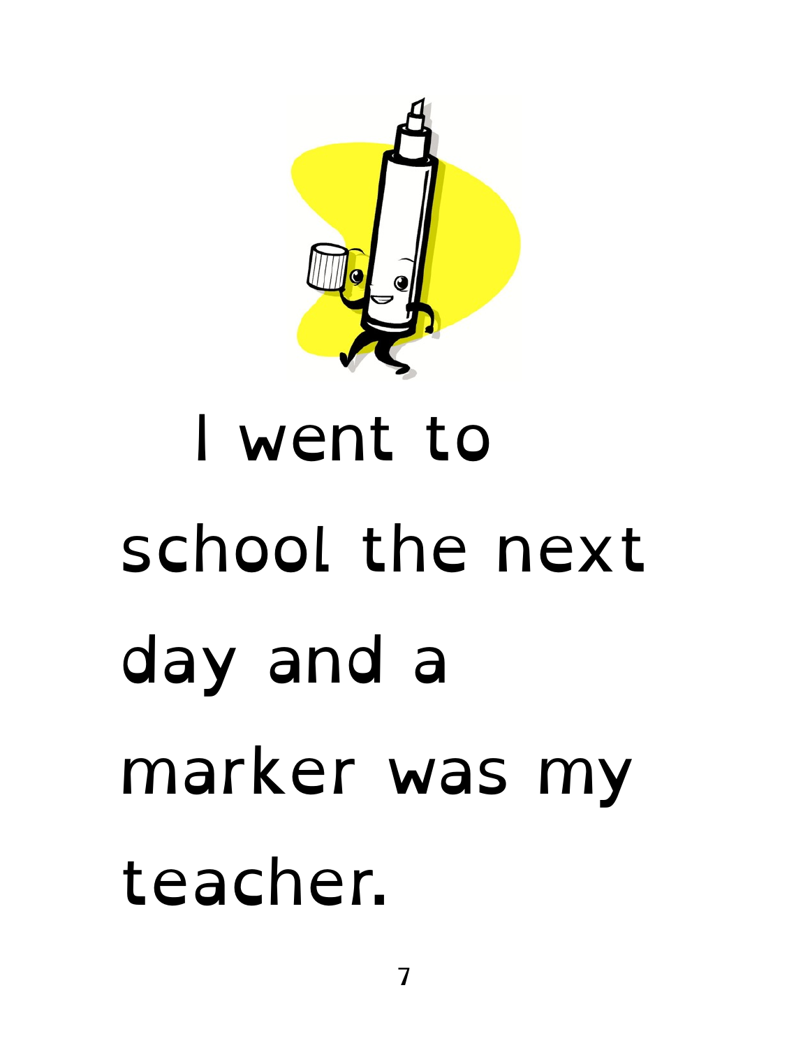I went to school the next day and a marker was my teacher.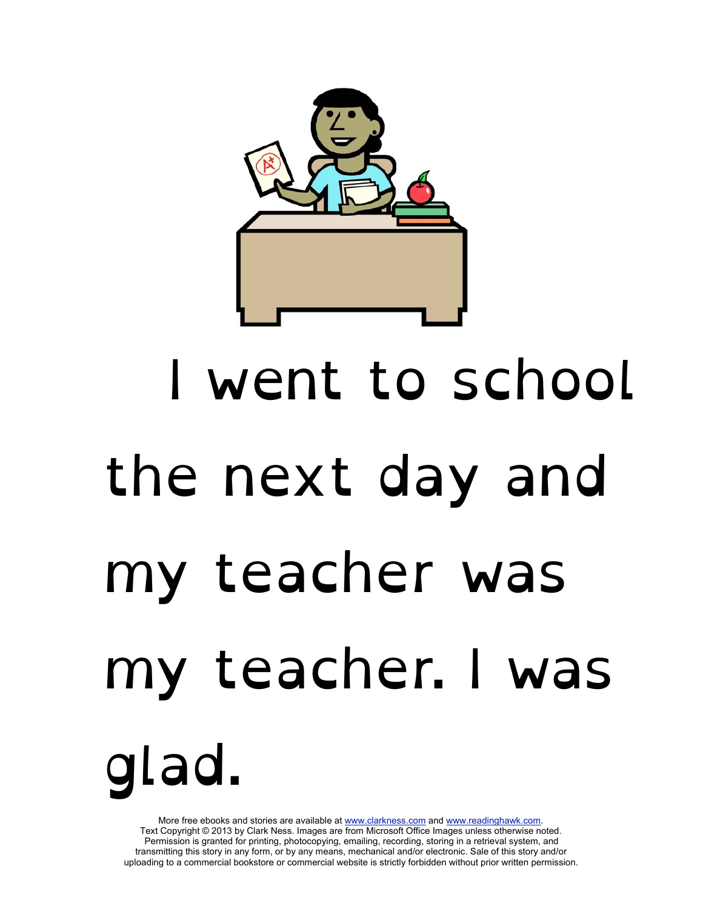I went to school the next day and my teacher was my teacher. I was glad.

More free ebooks and stories are available at www.clarkness.com and www.readinghawk.com.
Text Copyright © 2013 by Clark Ness. Images are from Microsoft Office Images unless otherwise noted.
Permission is granted for printing, photocopying, emailing, recording, storing in a retrieval system, and transmitting this story in any form, or by any means, mechanical and/or electronic. Sale of this story and/or uploading to a commercial bookstore or commercial website is strictly forbidden without prior written permission.